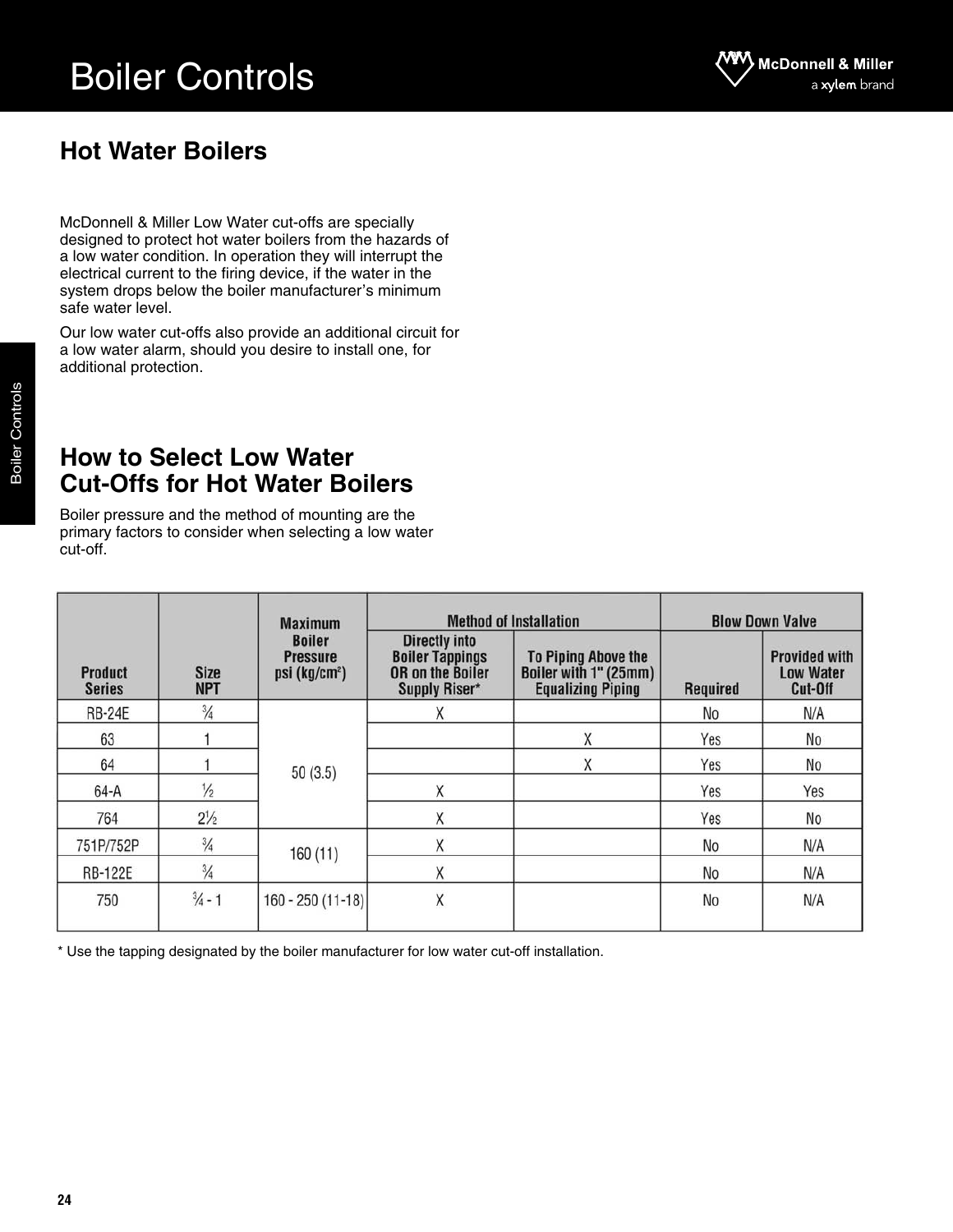# Boiler Controls

## Hot Water Boilers

McDonnell & Miller Low Water cut-offs are specially designed to protect hot water boilers from the hazards of a low water condition. In operation they will interrupt the electrical current to the firing device, if the water in the system drops below the boiler manufacturer's minimum safe water level.

Our low water cut-offs also provide an additional circuit for a low water alarm, should you desire to install one, for additional protection.

## How to Select Low Water Cut-Offs for Hot Water Boilers

Boiler pressure and the method of mounting are the primary factors to consider when selecting a low water cut-off.

| Product Series | Size NPT | Maximum Boiler Pressure psi (kg/cm²) | Method of Installation | | Blow Down Valve | |
|---|---|---|---|---|---|---|
| | | | Directly into Boiler Tappings OR on the Boiler Supply Riser* | To Piping Above the Boiler with 1" (25mm) Equalizing Piping | Required | Provided with Low Water Cut-Off |
| RB-24E | ¾ | 50 (3.5) | X | | No | N/A |
| 63 | 1 | 50 (3.5) | | X | Yes | No |
| 64 | 1 | 50 (3.5) | | X | Yes | No |
| 64-A | ½ | 50 (3.5) | X | | Yes | Yes |
| 764 | 2½ | 50 (3.5) | X | | Yes | No |
| 751P/752P | ¾ | 160 (11) | X | | No | N/A |
| RB-122E | ¾ | 160 (11) | X | | No | N/A |
| 750 | ¾ - 1 | 160 - 250 (11-18) | X | | No | N/A |

* Use the tapping designated by the boiler manufacturer for low water cut-off installation.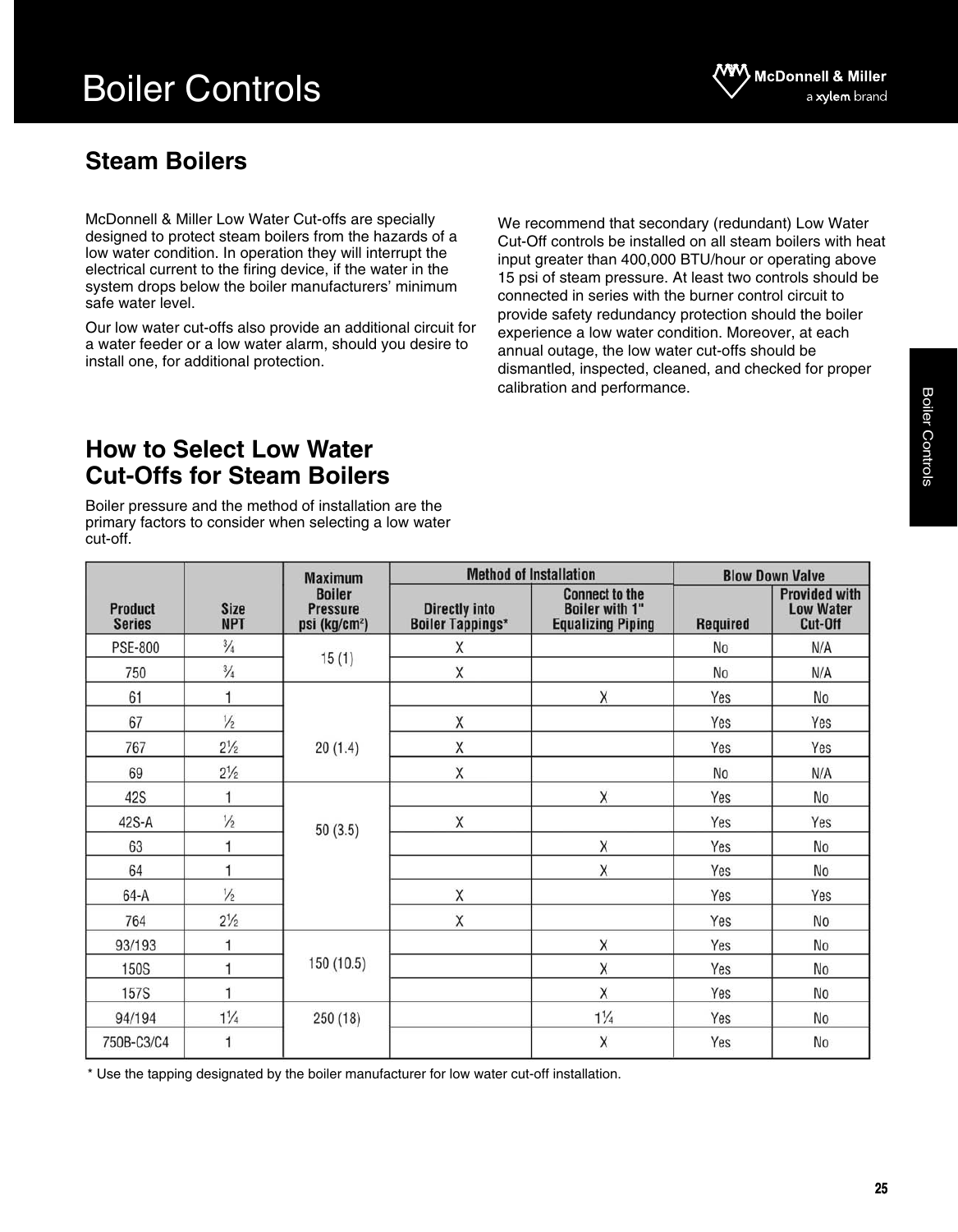# Boiler Controls

## Steam Boilers

McDonnell & Miller Low Water Cut-offs are specially designed to protect steam boilers from the hazards of a low water condition. In operation they will interrupt the electrical current to the firing device, if the water in the system drops below the boiler manufacturers' minimum safe water level.

Our low water cut-offs also provide an additional circuit for a water feeder or a low water alarm, should you desire to install one, for additional protection.

We recommend that secondary (redundant) Low Water Cut-Off controls be installed on all steam boilers with heat input greater than 400,000 BTU/hour or operating above 15 psi of steam pressure. At least two controls should be connected in series with the burner control circuit to provide safety redundancy protection should the boiler experience a low water condition. Moreover, at each annual outage, the low water cut-offs should be dismantled, inspected, cleaned, and checked for proper calibration and performance.

## How to Select Low Water Cut-Offs for Steam Boilers

Boiler pressure and the method of installation are the primary factors to consider when selecting a low water cut-off.

| Product Series | Size NPT | Maximum Boiler Pressure psi (kg/cm²) | Method of Installation | | Blow Down Valve | |
|---|---|---|---|---|---|---|
| | | | Directly into Boiler Tappings* | Connect to the Boiler with 1" Equalizing Piping | Required | Provided with Low Water Cut-Off |
| PSE-800 | ¾ | 15 (1) | X | | No | N/A |
| 750 | ¾ | | X | | No | N/A |
| 61 | 1 | 20 (1.4) | | X | Yes | No |
| 67 | ½ | | X | | Yes | Yes |
| 767 | 2½ | | X | | Yes | Yes |
| 69 | 2½ | | X | | No | N/A |
| 42S | 1 | 50 (3.5) | | X | Yes | No |
| 42S-A | ½ | | X | | Yes | Yes |
| 63 | 1 | | | X | Yes | No |
| 64 | 1 | | | X | Yes | No |
| 64-A | ½ | | X | | Yes | Yes |
| 764 | 2½ | | X | | Yes | No |
| 93/193 | 1 | 150 (10.5) | | X | Yes | No |
| 150S | 1 | | | X | Yes | No |
| 157S | 1 | | | X | Yes | No |
| 94/194 | 1¼ | 250 (18) | | 1¼ | Yes | No |
| 750B-C3/C4 | 1 | | | X | Yes | No |

* Use the tapping designated by the boiler manufacturer for low water cut-off installation.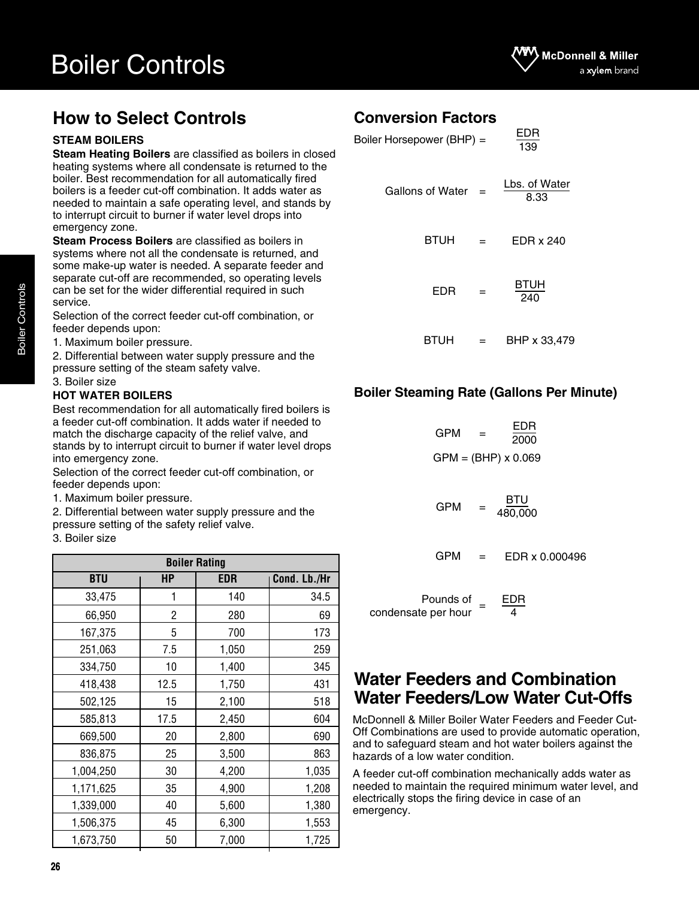# Boiler Controls

## How to Select Controls

**STEAM BOILERS**

**Steam Heating Boilers** are classified as boilers in closed heating systems where all condensate is returned to the boiler. Best recommendation for all automatically fired boilers is a feeder cut-off combination. It adds water as needed to maintain a safe operating level, and stands by to interrupt circuit to burner if water level drops into emergency zone.

**Steam Process Boilers** are classified as boilers in systems where not all the condensate is returned, and some make-up water is needed. A separate feeder and separate cut-off are recommended, so operating levels can be set for the wider differential required in such service.

Selection of the correct feeder cut-off combination, or feeder depends upon:

1. Maximum boiler pressure.
2. Differential between water supply pressure and the pressure setting of the steam safety valve.
3. Boiler size

**HOT WATER BOILERS**

Best recommendation for all automatically fired boilers is a feeder cut-off combination. It adds water if needed to match the discharge capacity of the relief valve, and stands by to interrupt circuit to burner if water level drops into emergency zone.

Selection of the correct feeder cut-off combination, or feeder depends upon:

1. Maximum boiler pressure.
2. Differential between water supply pressure and the pressure setting of the safety relief valve.
3. Boiler size

| Boiler Rating | | | |
|---|---|---|---|
| BTU | HP | EDR | Cond. Lb./Hr |
| 33,475 | 1 | 140 | 34.5 |
| 66,950 | 2 | 280 | 69 |
| 167,375 | 5 | 700 | 173 |
| 251,063 | 7.5 | 1,050 | 259 |
| 334,750 | 10 | 1,400 | 345 |
| 418,438 | 12.5 | 1,750 | 431 |
| 502,125 | 15 | 2,100 | 518 |
| 585,813 | 17.5 | 2,450 | 604 |
| 669,500 | 20 | 2,800 | 690 |
| 836,875 | 25 | 3,500 | 863 |
| 1,004,250 | 30 | 4,200 | 1,035 |
| 1,171,625 | 35 | 4,900 | 1,208 |
| 1,339,000 | 40 | 5,600 | 1,380 |
| 1,506,375 | 45 | 6,300 | 1,553 |
| 1,673,750 | 50 | 7,000 | 1,725 |

## Conversion Factors

$$\text{Boiler Horsepower (BHP)} = \frac{\text{EDR}}{139}$$

$$\text{Gallons of Water} = \frac{\text{Lbs. of Water}}{8.33}$$

$$\text{BTUH} = \text{EDR} \times 240$$

$$\text{EDR} = \frac{\text{BTUH}}{240}$$

$$\text{BTUH} = \text{BHP} \times 33{,}479$$

### Boiler Steaming Rate (Gallons Per Minute)

$$\text{GPM} = \frac{\text{EDR}}{2000}$$

$$\text{GPM} = (\text{BHP}) \times 0.069$$

$$\text{GPM} = \frac{\text{BTU}}{480{,}000}$$

$$\text{GPM} = \text{EDR} \times 0.000496$$

$$\text{Pounds of condensate per hour} = \frac{\text{EDR}}{4}$$

## Water Feeders and Combination Water Feeders/Low Water Cut-Offs

McDonnell & Miller Boiler Water Feeders and Feeder Cut-Off Combinations are used to provide automatic operation, and to safeguard steam and hot water boilers against the hazards of a low water condition.

A feeder cut-off combination mechanically adds water as needed to maintain the required minimum water level, and electrically stops the firing device in case of an emergency.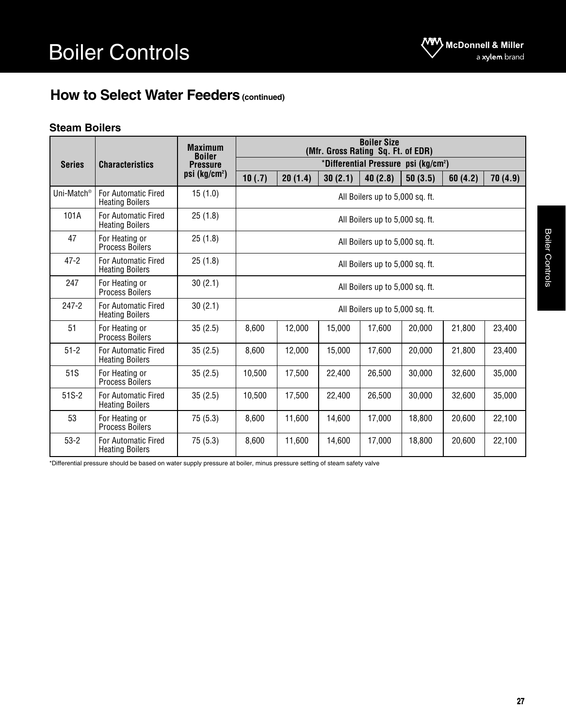# Boiler Controls

## How to Select Water Feeders (continued)

### Steam Boilers

| Series | Characteristics | Maximum Boiler Pressure psi (kg/cm²) | Boiler Size (Mfr. Gross Rating Sq. Ft. of EDR) | | | | | | |
|---|---|---|---|---|---|---|---|---|---|
| | | | *Differential Pressure psi (kg/cm²) | | | | | | |
| | | | 10 (.7) | 20 (1.4) | 30 (2.1) | 40 (2.8) | 50 (3.5) | 60 (4.2) | 70 (4.9) |
| Uni-Match® | For Automatic Fired Heating Boilers | 15 (1.0) | All Boilers up to 5,000 sq. ft. | | | | | | |
| 101A | For Automatic Fired Heating Boilers | 25 (1.8) | All Boilers up to 5,000 sq. ft. | | | | | | |
| 47 | For Heating or Process Boilers | 25 (1.8) | All Boilers up to 5,000 sq. ft. | | | | | | |
| 47-2 | For Automatic Fired Heating Boilers | 25 (1.8) | All Boilers up to 5,000 sq. ft. | | | | | | |
| 247 | For Heating or Process Boilers | 30 (2.1) | All Boilers up to 5,000 sq. ft. | | | | | | |
| 247-2 | For Automatic Fired Heating Boilers | 30 (2.1) | All Boilers up to 5,000 sq. ft. | | | | | | |
| 51 | For Heating or Process Boilers | 35 (2.5) | 8,600 | 12,000 | 15,000 | 17,600 | 20,000 | 21,800 | 23,400 |
| 51-2 | For Automatic Fired Heating Boilers | 35 (2.5) | 8,600 | 12,000 | 15,000 | 17,600 | 20,000 | 21,800 | 23,400 |
| 51S | For Heating or Process Boilers | 35 (2.5) | 10,500 | 17,500 | 22,400 | 26,500 | 30,000 | 32,600 | 35,000 |
| 51S-2 | For Automatic Fired Heating Boilers | 35 (2.5) | 10,500 | 17,500 | 22,400 | 26,500 | 30,000 | 32,600 | 35,000 |
| 53 | For Heating or Process Boilers | 75 (5.3) | 8,600 | 11,600 | 14,600 | 17,000 | 18,800 | 20,600 | 22,100 |
| 53-2 | For Automatic Fired Heating Boilers | 75 (5.3) | 8,600 | 11,600 | 14,600 | 17,000 | 18,800 | 20,600 | 22,100 |

*Differential pressure should be based on water supply pressure at boiler, minus pressure setting of steam safety valve